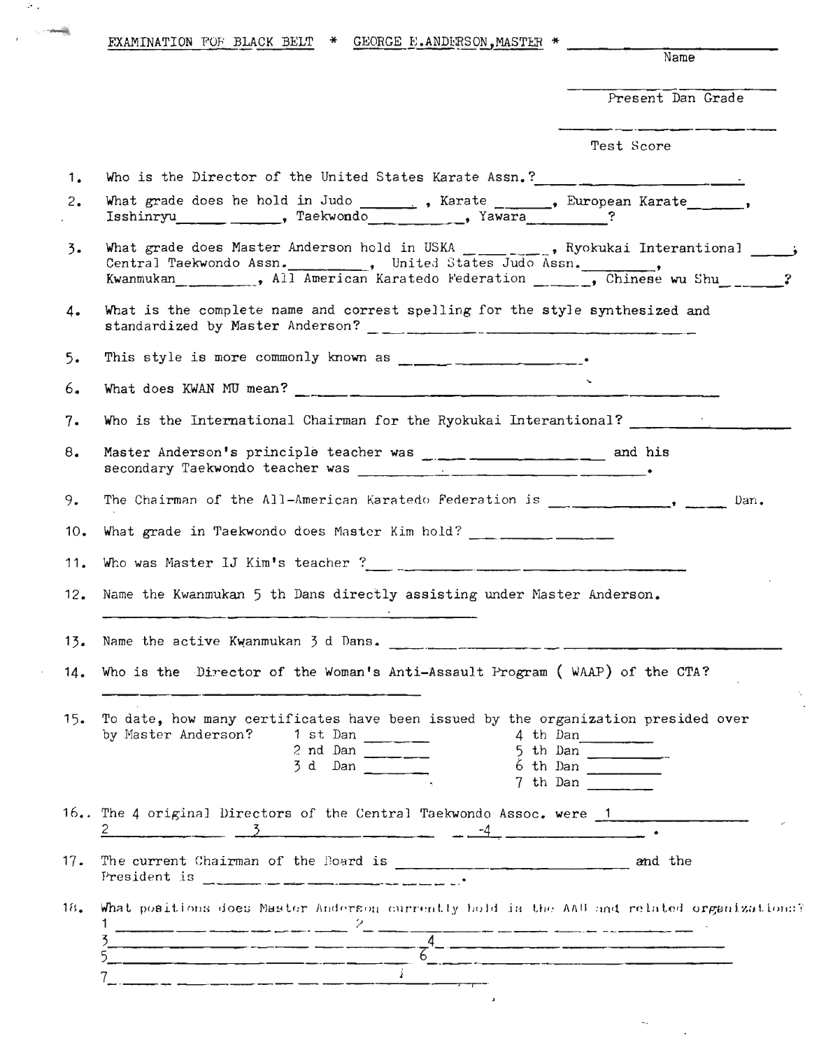EXAMINATION FOR BLACK BELT * GEORGE E.ANDERSON,MASTER * ____________________

Name

____________________

Present Dan Grade

____________________

Test Score

1. Who is the Director of the United States Karate Assn.?____________________

2. What grade does he hold in Judo _______ , Karate _______, European Karate_______, Isshinryu_____________, Taekwondo___________, Yawara_________?

3. What grade does Master Anderson hold in USKA __________, Ryokukai Interantional _____; Central Taekwondo Assn.__________, United States Judo Assn.__________, Kwanmukan__________, All American Karatedo Federation ______, Chinese wu Shu_______?

4. What is the complete name and correst spelling for the style synthesized and standardized by Master Anderson? ____________________

5. This style is more commonly known as ____________________.

6. What does KWAN MU mean? ____________________

7. Who is the International Chairman for the Ryokukai Interantional? ____________________

8. Master Anderson's principle teacher was ____________________ and his secondary Taekwondo teacher was ____________________.

9. The Chairman of the All-American Karatedo Federation is ______________, _____ Dan.

10. What grade in Taekwondo does Master Kim hold? ____________________

11. Who was Master IJ Kim's teacher ?____________________

12. Name the Kwanmukan 5 th Dans directly assisting under Master Anderson.

____________________

13. Name the active Kwanmukan 3 d Dans. ____________________

14. Who is the Director of the Woman's Anti-Assault Program ( WAAP) of the CTA?

____________________

15. To date, how many certificates have been issued by the organization presided over by Master Anderson?

1 st Dan ________
2 nd Dan ________
3 d Dan ________
4 th Dan ________
5 th Dan ________
6 th Dan ________
7 th Dan ________

16.. The 4 original Directors of the Central Taekwondo Assoc. were 1____________ 2____________ 3____________ -4____________.

17. The current Chairman of the Board is ____________________ and the President is ____________________.

18. What positions does Master Anderson currently hold is the AAU and related organizations?

1 ____________________ 2 ____________________
3 ____________________ 4 ____________________
5 ____________________ 6 ____________________
7 ____________________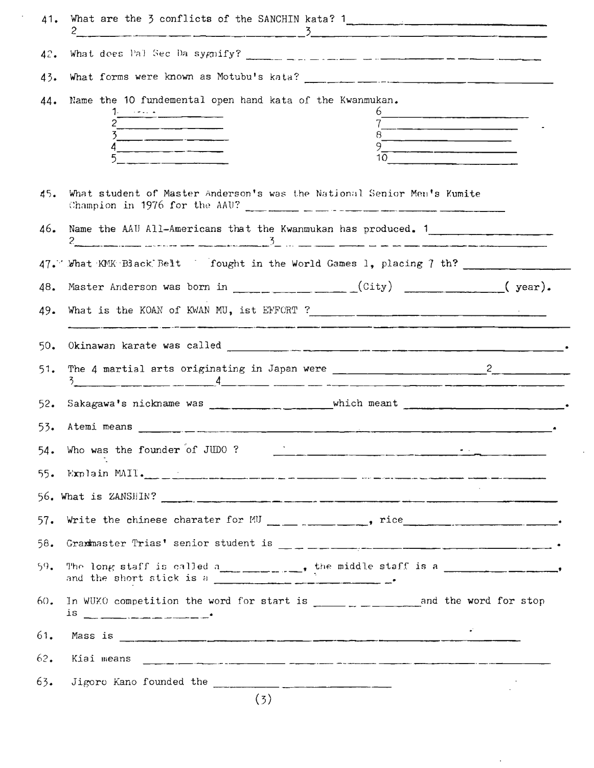41. What are the 3 conflicts of the SANCHIN kata? 1\_\_\_\_\_\_\_\_\_\_\_\_\_\_\_\_\_\_\_\_
    2\_\_\_\_\_\_\_\_\_\_\_\_\_\_\_\_\_\_\_\_ 3\_\_\_\_\_\_\_\_\_\_\_\_\_\_\_\_\_\_\_\_

42. What does Pal Sec Da sygnify? \_\_\_\_\_\_\_\_\_\_\_\_\_\_\_\_\_\_\_\_\_\_\_\_\_\_\_\_\_\_\_\_

43. What forms were known as Motubu's kata? \_\_\_\_\_\_\_\_\_\_\_\_\_\_\_\_\_\_\_\_\_\_\_\_\_\_\_\_\_\_\_\_

44. Name the 10 fundemental open hand kata of the Kwanmukan.
    1\_\_\_\_\_\_\_\_\_\_\_\_\_\_\_\_ 6\_\_\_\_\_\_\_\_\_\_\_\_\_\_\_\_
    2\_\_\_\_\_\_\_\_\_\_\_\_\_\_\_\_ 7\_\_\_\_\_\_\_\_\_\_\_\_\_\_\_\_
    3\_\_\_\_\_\_\_\_\_\_\_\_\_\_\_\_ 8\_\_\_\_\_\_\_\_\_\_\_\_\_\_\_\_
    4\_\_\_\_\_\_\_\_\_\_\_\_\_\_\_\_ 9\_\_\_\_\_\_\_\_\_\_\_\_\_\_\_\_
    5\_\_\_\_\_\_\_\_\_\_\_\_\_\_\_\_ 10\_\_\_\_\_\_\_\_\_\_\_\_\_\_\_\_

45. What student of Master Anderson's was the National Senior Men's Kumite Champion in 1976 for the AAU? \_\_\_\_\_\_\_\_\_\_\_\_\_\_\_\_\_\_\_\_\_\_\_\_\_\_\_\_\_\_\_\_

46. Name the AAU All-Americans that the Kwanmukan has produced. 1\_\_\_\_\_\_\_\_\_\_\_\_\_\_\_\_\_\_\_\_
    2\_\_\_\_\_\_\_\_\_\_\_\_\_\_\_\_\_\_\_\_ 3\_\_\_\_\_\_\_\_\_\_\_\_\_\_\_\_\_\_\_\_

47. What KMK Black Belt fought in the World Games 1, placing 7 th? \_\_\_\_\_\_\_\_\_\_\_\_\_\_\_\_

48. Master Anderson was born in \_\_\_\_\_\_\_\_\_\_\_\_\_\_\_\_(City) \_\_\_\_\_\_\_\_\_\_\_\_\_\_\_\_( year).

49. What is the KOAN of KWAN MU, ist EFFORT ?\_\_\_\_\_\_\_\_\_\_\_\_\_\_\_\_\_\_\_\_\_\_\_\_\_\_\_\_\_\_\_\_
    \_\_\_\_\_\_\_\_\_\_\_\_\_\_\_\_\_\_\_\_\_\_\_\_\_\_\_\_\_\_\_\_\_\_\_\_\_\_\_\_\_\_\_\_\_\_\_\_

50. Okinawan karate was called \_\_\_\_\_\_\_\_\_\_\_\_\_\_\_\_\_\_\_\_\_\_\_\_\_\_\_\_\_\_\_\_.

51. The 4 martial arts originating in Japan were \_\_\_\_\_\_\_\_\_\_\_\_\_\_\_\_ 2\_\_\_\_\_\_\_\_\_\_\_\_\_\_\_\_
    3\_\_\_\_\_\_\_\_\_\_\_\_\_\_\_\_ 4\_\_\_\_\_\_\_\_\_\_\_\_\_\_\_\_

52. Sakagawa's nickname was \_\_\_\_\_\_\_\_\_\_\_\_\_\_\_\_which meant \_\_\_\_\_\_\_\_\_\_\_\_\_\_\_\_.

53. Atemi means \_\_\_\_\_\_\_\_\_\_\_\_\_\_\_\_\_\_\_\_\_\_\_\_\_\_\_\_\_\_\_\_.

54. Who was the founder of JUDO ? \_\_\_\_\_\_\_\_\_\_\_\_\_\_\_\_\_\_\_\_\_\_\_\_\_\_\_\_\_\_\_\_

55. Explain MAII.\_\_\_\_\_\_\_\_\_\_\_\_\_\_\_\_\_\_\_\_\_\_\_\_\_\_\_\_\_\_\_\_

56. What is ZANSHIN? \_\_\_\_\_\_\_\_\_\_\_\_\_\_\_\_\_\_\_\_\_\_\_\_\_\_\_\_\_\_\_\_

57. Write the chinese charater for MU \_\_\_\_\_\_\_\_\_\_\_\_\_\_\_\_, rice\_\_\_\_\_\_\_\_\_\_\_\_\_\_\_\_.

58. Grandmaster Trias' senior student is \_\_\_\_\_\_\_\_\_\_\_\_\_\_\_\_\_\_\_\_\_\_\_\_\_\_\_\_\_\_\_\_.

59. The long staff is called a\_\_\_\_\_\_\_\_\_\_\_\_\_\_\_\_, the middle staff is a \_\_\_\_\_\_\_\_\_\_\_\_\_\_\_\_, and the short stick is a \_\_\_\_\_\_\_\_\_\_\_\_\_\_\_\_.

60. In WUKO competition the word for start is \_\_\_\_\_\_\_\_\_\_\_\_\_\_\_\_and the word for stop is \_\_\_\_\_\_\_\_\_\_\_\_\_\_\_\_.

61. Mass is \_\_\_\_\_\_\_\_\_\_\_\_\_\_\_\_\_\_\_\_\_\_\_\_\_\_\_\_\_\_\_\_

62. Kiai means \_\_\_\_\_\_\_\_\_\_\_\_\_\_\_\_\_\_\_\_\_\_\_\_\_\_\_\_\_\_\_\_

63. Jigoro Kano founded the \_\_\_\_\_\_\_\_\_\_\_\_\_\_\_\_\_\_\_\_\_\_\_\_\_\_\_\_\_\_\_\_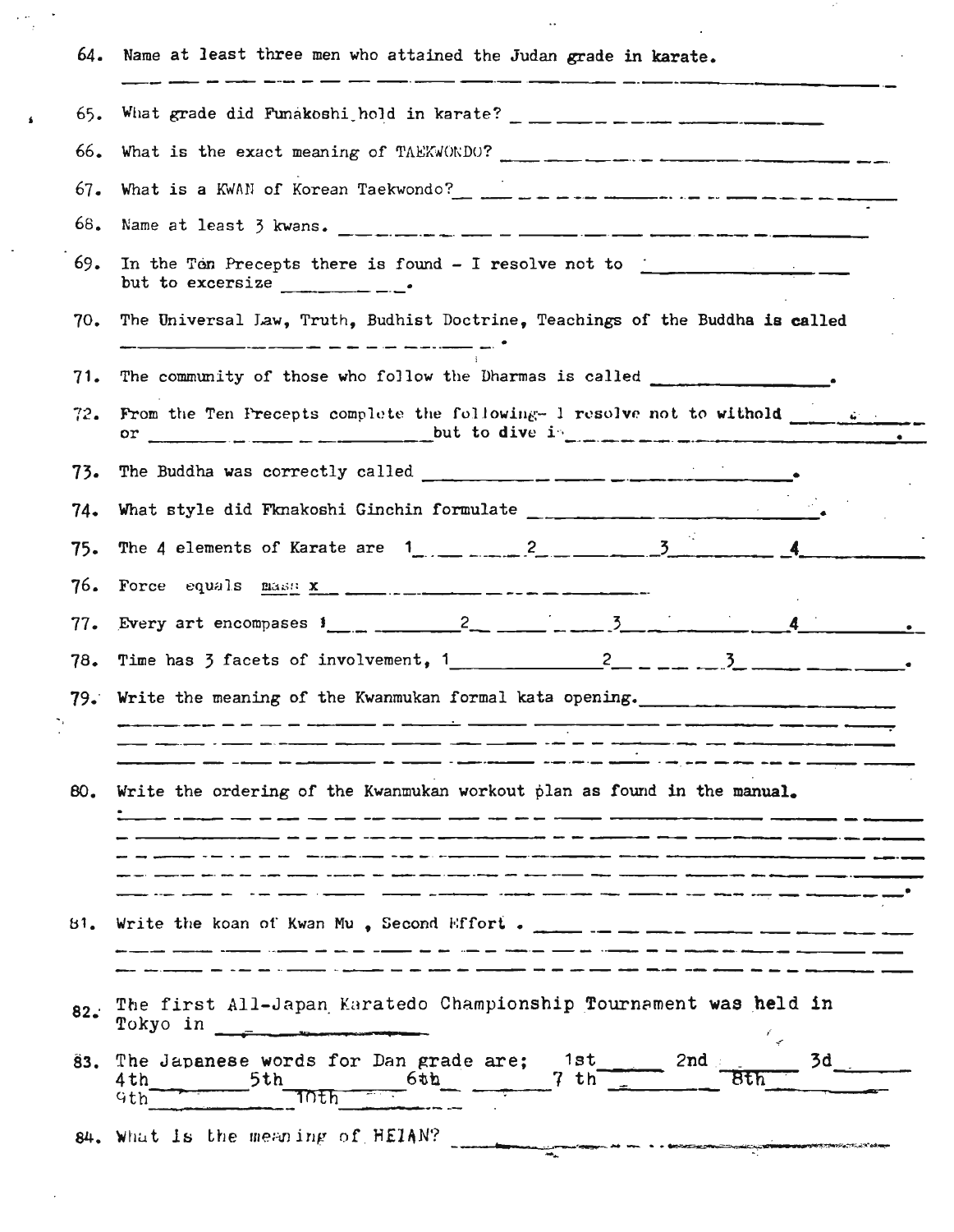64. Name at least three men who attained the Judan grade in karate.
_______________________________________________

65. What grade did Funakoshi hold in karate? ______________

66. What is the exact meaning of TAEKWONDO? ______________

67. What is a KWAN of Korean Taekwondo? ______________

68. Name at least 3 kwans. ______________

69. In the Ten Precepts there is found - I resolve not to ______________ but to excersize ______________.

70. The Universal Law, Truth, Budhist Doctrine, Teachings of the Buddha is called ______________.

71. The community of those who follow the Dharmas is called ______________.

72. From the Ten Precepts complete the following- I resolve not to withold ______________ or ______________ but to dive i ______________.

73. The Buddha was correctly called ______________.

74. What style did Fknakoshi Ginchin formulate ______________.

75. The 4 elements of Karate are 1______ 2______ 3______ 4______

76. Force equals mass x ______________

77. Every art encompases 1______ 2______ 3______ 4______.

78. Time has 3 facets of involvement, 1______ 2______ 3______.

79. Write the meaning of the Kwanmukan formal kata opening. ______________
_______________________________________________
_______________________________________________

80. Write the ordering of the Kwanmukan workout plan as found in the manual.
_______________________________________________
_______________________________________________
_______________________________________________
_______________________________________________.

81. Write the koan of Kwan Mu , Second Effort . ______________
_______________________________________________
_______________________________________________

82. The first All-Japan Karatedo Championship Tournament was held in Tokyo in ______________

83. The Japanese words for Dan grade are; 1st______ 2nd______ 3d______ 4th______ 5th______ 6th______ 7 th______ 8th______ 9th______ 10th______

84. What is the meaning of HEIAN? ______________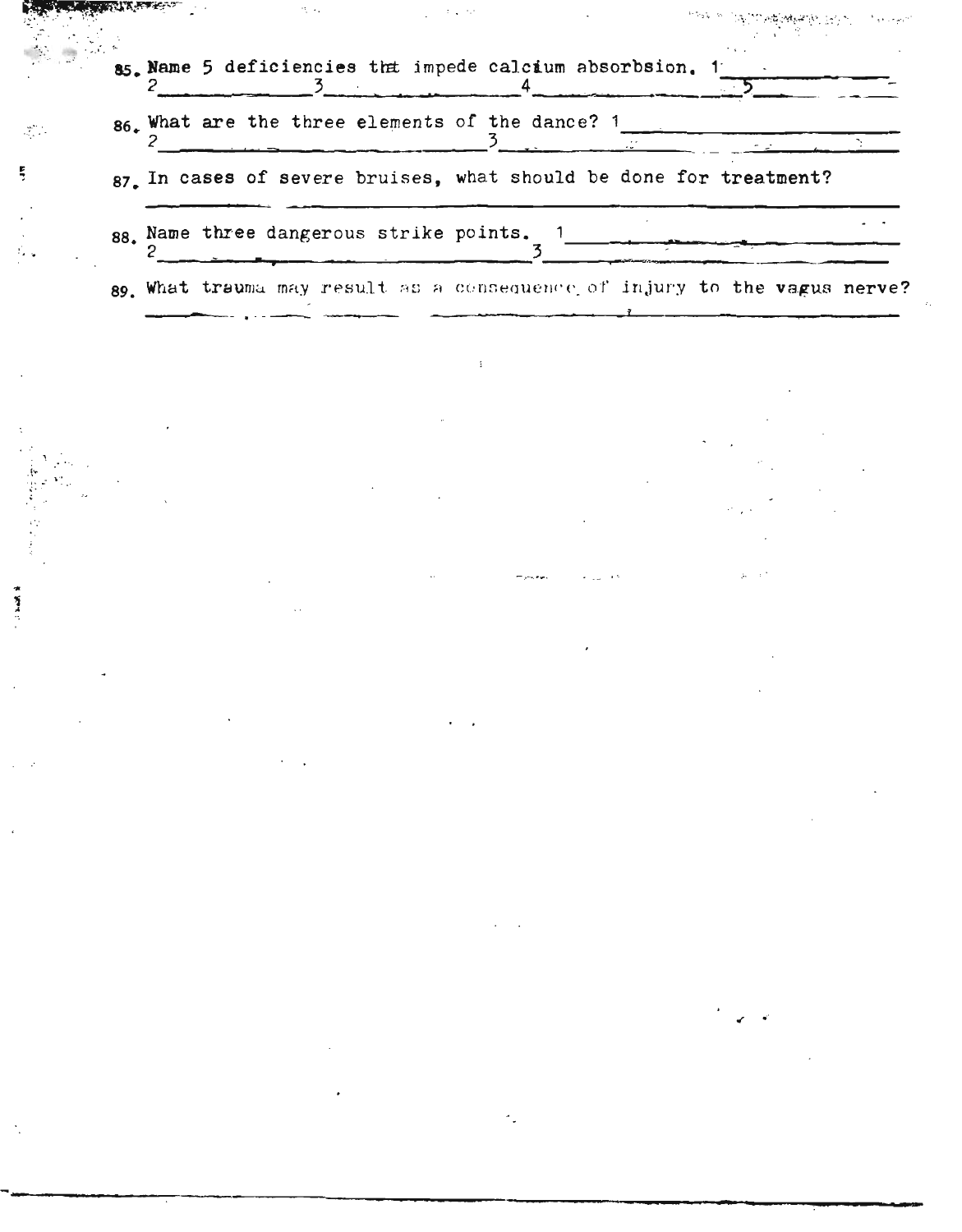85. Name 5 deficiencies tht impede calcium absorbsion. 1 \_\_\_\_\_\_\_\_\_\_
2 \_\_\_\_\_\_\_\_\_\_ 3 \_\_\_\_\_\_\_\_\_\_ 4 \_\_\_\_\_\_\_\_\_\_ 5 \_\_\_\_\_\_\_\_\_\_

86. What are the three elements of the dance? 1 \_\_\_\_\_\_\_\_\_\_
2 \_\_\_\_\_\_\_\_\_\_ 3 \_\_\_\_\_\_\_\_\_\_

87. In cases of severe bruises, what should be done for treatment?
\_\_\_\_\_\_\_\_\_\_\_\_\_\_\_\_\_\_\_\_

88. Name three dangerous strike points. 1 \_\_\_\_\_\_\_\_\_\_
2 \_\_\_\_\_\_\_\_\_\_ 3 \_\_\_\_\_\_\_\_\_\_

89. What trauma may result as a consequence of injury to the vagus nerve?
\_\_\_\_\_\_\_\_\_\_\_\_\_\_\_\_\_\_\_\_